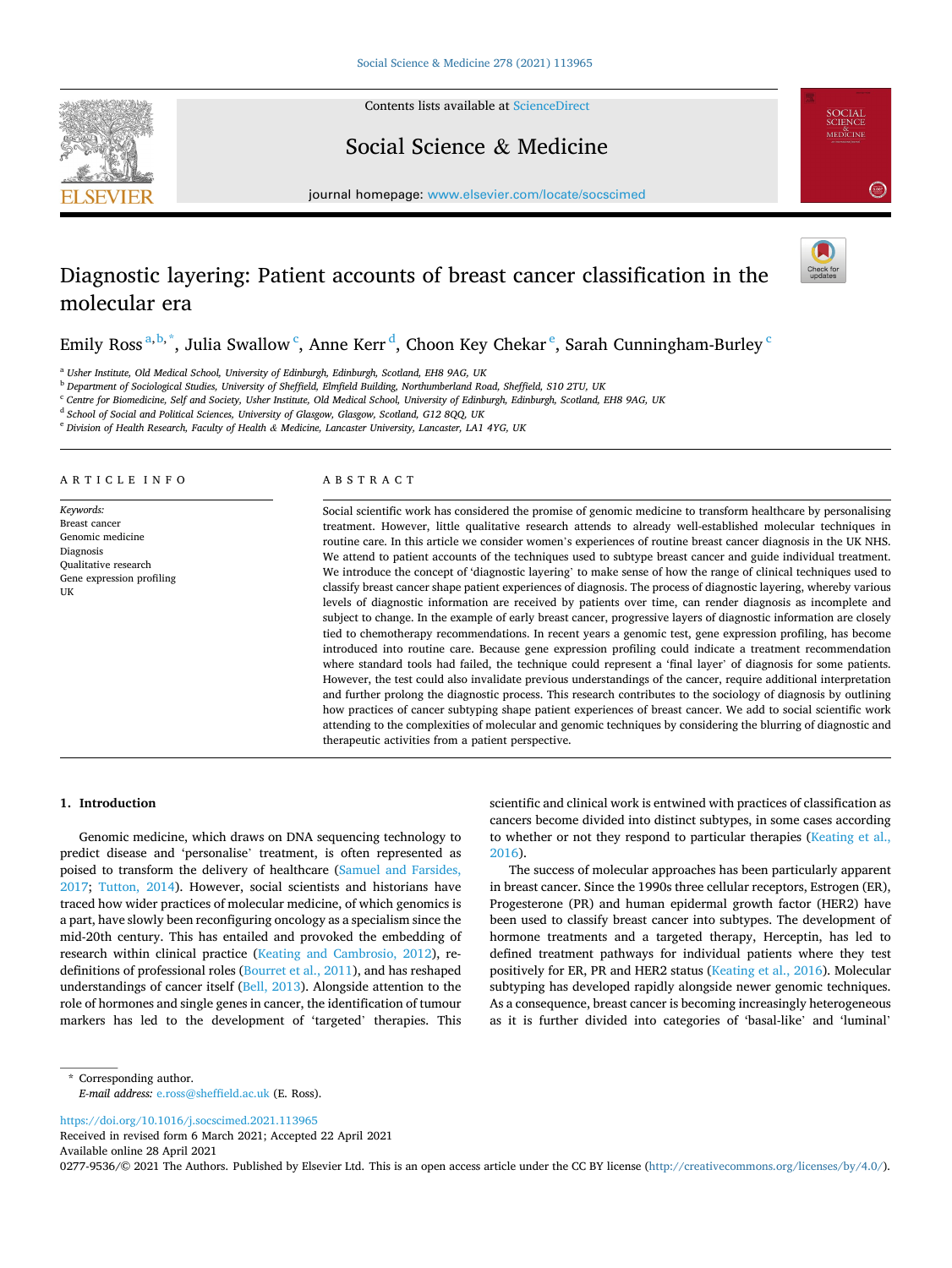# Diagnostic layering: Patient accounts of breast cancer classification in the molecular era

Emily Ross[a,b,*], Julia Swallow[c], Anne Kerr[d], Choon Key Chekar[e], Sarah Cunningham-Burley[c]

[a] Usher Institute, Old Medical School, University of Edinburgh, Edinburgh, Scotland, EH8 9AG, UK
[b] Department of Sociological Studies, University of Sheffield, Elmfield Building, Northumberland Road, Sheffield, S10 2TU, UK
[c] Centre for Biomedicine, Self and Society, Usher Institute, Old Medical School, University of Edinburgh, Edinburgh, Scotland, EH8 9AG, UK
[d] School of Social and Political Sciences, University of Glasgow, Glasgow, Scotland, G12 8QQ, UK
[e] Division of Health Research, Faculty of Health & Medicine, Lancaster University, Lancaster, LA1 4YG, UK

## ARTICLE INFO

*Keywords:*
Breast cancer
Genomic medicine
Diagnosis
Qualitative research
Gene expression profiling
UK

## ABSTRACT

Social scientific work has considered the promise of genomic medicine to transform healthcare by personalising treatment. However, little qualitative research attends to already well-established molecular techniques in routine care. In this article we consider women's experiences of routine breast cancer diagnosis in the UK NHS. We attend to patient accounts of the techniques used to subtype breast cancer and guide individual treatment. We introduce the concept of 'diagnostic layering' to make sense of how the range of clinical techniques used to classify breast cancer shape patient experiences of diagnosis. The process of diagnostic layering, whereby various levels of diagnostic information are received by patients over time, can render diagnosis as incomplete and subject to change. In the example of early breast cancer, progressive layers of diagnostic information are closely tied to chemotherapy recommendations. In recent years a genomic test, gene expression profiling, has become introduced into routine care. Because gene expression profiling could indicate a treatment recommendation where standard tools had failed, the technique could represent a 'final layer' of diagnosis for some patients. However, the test could also invalidate previous understandings of the cancer, require additional interpretation and further prolong the diagnostic process. This research contributes to the sociology of diagnosis by outlining how practices of cancer subtyping shape patient experiences of breast cancer. We add to social scientific work attending to the complexities of molecular and genomic techniques by considering the blurring of diagnostic and therapeutic activities from a patient perspective.

## 1. Introduction

Genomic medicine, which draws on DNA sequencing technology to predict disease and 'personalise' treatment, is often represented as poised to transform the delivery of healthcare (Samuel and Farsides, 2017; Tutton, 2014). However, social scientists and historians have traced how wider practices of molecular medicine, of which genomics is a part, have slowly been reconfiguring oncology as a specialism since the mid-20th century. This has entailed and provoked the embedding of research within clinical practice (Keating and Cambrosio, 2012), re-definitions of professional roles (Bourret et al., 2011), and has reshaped understandings of cancer itself (Bell, 2013). Alongside attention to the role of hormones and single genes in cancer, the identification of tumour markers has led to the development of 'targeted' therapies. This scientific and clinical work is entwined with practices of classification as cancers become divided into distinct subtypes, in some cases according to whether or not they respond to particular therapies (Keating et al., 2016).

The success of molecular approaches has been particularly apparent in breast cancer. Since the 1990s three cellular receptors, Estrogen (ER), Progesterone (PR) and human epidermal growth factor (HER2) have been used to classify breast cancer into subtypes. The development of hormone treatments and a targeted therapy, Herceptin, has led to defined treatment pathways for individual patients where they test positively for ER, PR and HER2 status (Keating et al., 2016). Molecular subtyping has developed rapidly alongside newer genomic techniques. As a consequence, breast cancer is becoming increasingly heterogeneous as it is further divided into categories of 'basal-like' and 'luminal'

* Corresponding author.
*E-mail address:* e.ross@sheffield.ac.uk (E. Ross).

https://doi.org/10.1016/j.socscimed.2021.113965
Received in revised form 6 March 2021; Accepted 22 April 2021
Available online 28 April 2021
0277-9536/© 2021 The Authors. Published by Elsevier Ltd. This is an open access article under the CC BY license (http://creativecommons.org/licenses/by/4.0/).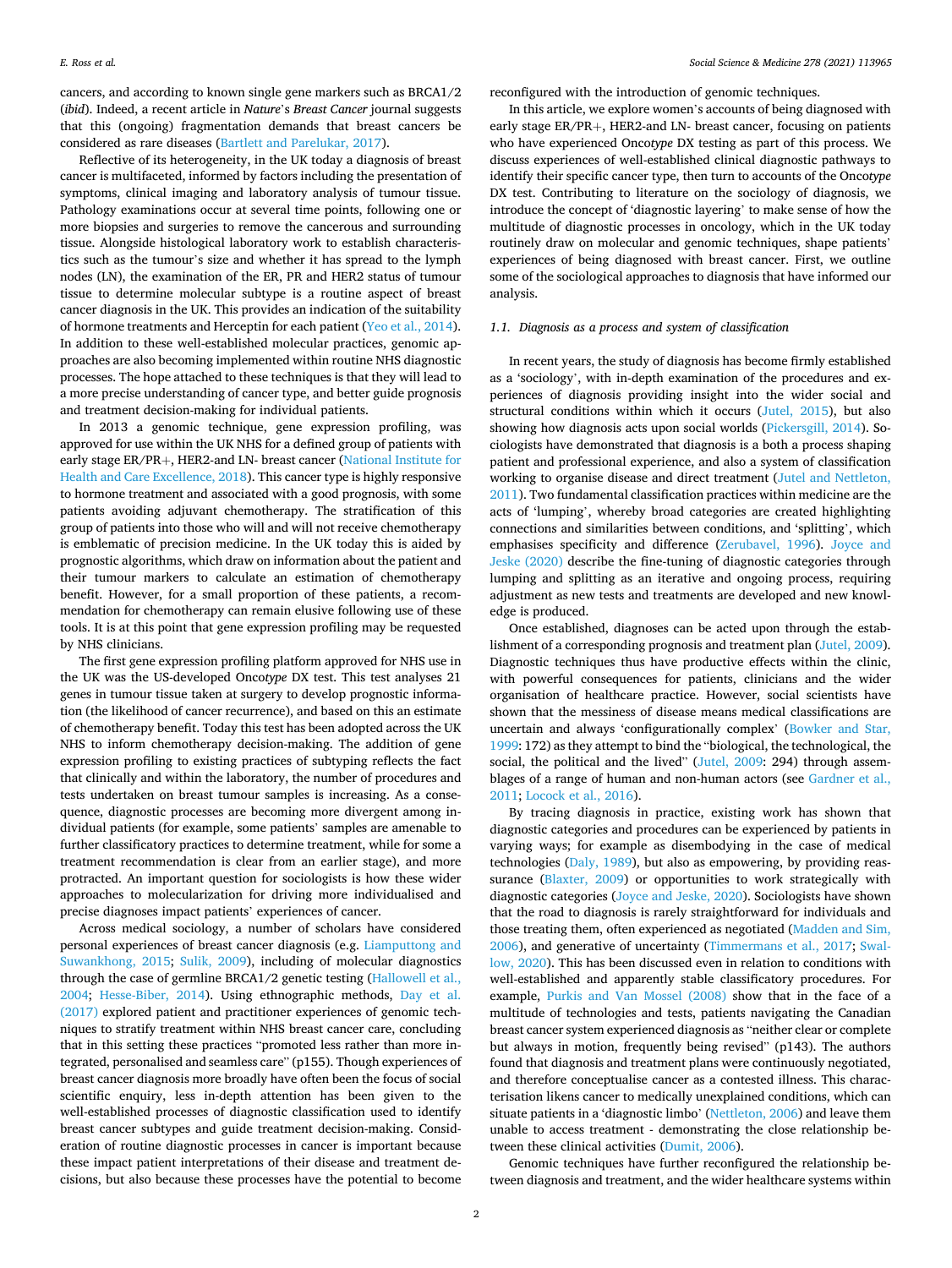cancers, and according to known single gene markers such as BRCA1/2 (*ibid*). Indeed, a recent article in *Nature*'s *Breast Cancer* journal suggests that this (ongoing) fragmentation demands that breast cancers be considered as rare diseases (Bartlett and Parelukar, 2017).

Reflective of its heterogeneity, in the UK today a diagnosis of breast cancer is multifaceted, informed by factors including the presentation of symptoms, clinical imaging and laboratory analysis of tumour tissue. Pathology examinations occur at several time points, following one or more biopsies and surgeries to remove the cancerous and surrounding tissue. Alongside histological laboratory work to establish characteristics such as the tumour's size and whether it has spread to the lymph nodes (LN), the examination of the ER, PR and HER2 status of tumour tissue to determine molecular subtype is a routine aspect of breast cancer diagnosis in the UK. This provides an indication of the suitability of hormone treatments and Herceptin for each patient (Yeo et al., 2014). In addition to these well-established molecular practices, genomic approaches are also becoming implemented within routine NHS diagnostic processes. The hope attached to these techniques is that they will lead to a more precise understanding of cancer type, and better guide prognosis and treatment decision-making for individual patients.

In 2013 a genomic technique, gene expression profiling, was approved for use within the UK NHS for a defined group of patients with early stage ER/PR+, HER2-and LN- breast cancer (National Institute for Health and Care Excellence, 2018). This cancer type is highly responsive to hormone treatment and associated with a good prognosis, with some patients avoiding adjuvant chemotherapy. The stratification of this group of patients into those who will and will not receive chemotherapy is emblematic of precision medicine. In the UK today this is aided by prognostic algorithms, which draw on information about the patient and their tumour markers to calculate an estimation of chemotherapy benefit. However, for a small proportion of these patients, a recommendation for chemotherapy can remain elusive following use of these tools. It is at this point that gene expression profiling may be requested by NHS clinicians.

The first gene expression profiling platform approved for NHS use in the UK was the US-developed Onco*type* DX test. This test analyses 21 genes in tumour tissue taken at surgery to develop prognostic information (the likelihood of cancer recurrence), and based on this an estimate of chemotherapy benefit. Today this test has been adopted across the UK NHS to inform chemotherapy decision-making. The addition of gene expression profiling to existing practices of subtyping reflects the fact that clinically and within the laboratory, the number of procedures and tests undertaken on breast tumour samples is increasing. As a consequence, diagnostic processes are becoming more divergent among individual patients (for example, some patients' samples are amenable to further classificatory practices to determine treatment, while for some a treatment recommendation is clear from an earlier stage), and more protracted. An important question for sociologists is how these wider approaches to molecularization for driving more individualised and precise diagnoses impact patients' experiences of cancer.

Across medical sociology, a number of scholars have considered personal experiences of breast cancer diagnosis (e.g. Liamputtong and Suwankhong, 2015; Sulik, 2009), including of molecular diagnostics through the case of germline BRCA1/2 genetic testing (Hallowell et al., 2004; Hesse-Biber, 2014). Using ethnographic methods, Day et al. (2017) explored patient and practitioner experiences of genomic techniques to stratify treatment within NHS breast cancer care, concluding that in this setting these practices "promoted less rather than more integrated, personalised and seamless care" (p155). Though experiences of breast cancer diagnosis more broadly have often been the focus of social scientific enquiry, less in-depth attention has been given to the well-established processes of diagnostic classification used to identify breast cancer subtypes and guide treatment decision-making. Consideration of routine diagnostic processes in cancer is important because these impact patient interpretations of their disease and treatment decisions, but also because these processes have the potential to become reconfigured with the introduction of genomic techniques.

In this article, we explore women's accounts of being diagnosed with early stage ER/PR+, HER2-and LN- breast cancer, focusing on patients who have experienced Onco*type* DX testing as part of this process. We discuss experiences of well-established clinical diagnostic pathways to identify their specific cancer type, then turn to accounts of the Onco*type* DX test. Contributing to literature on the sociology of diagnosis, we introduce the concept of 'diagnostic layering' to make sense of how the multitude of diagnostic processes in oncology, which in the UK today routinely draw on molecular and genomic techniques, shape patients' experiences of being diagnosed with breast cancer. First, we outline some of the sociological approaches to diagnosis that have informed our analysis.

### 1.1. Diagnosis as a process and system of classification

In recent years, the study of diagnosis has become firmly established as a 'sociology', with in-depth examination of the procedures and experiences of diagnosis providing insight into the wider social and structural conditions within which it occurs (Jutel, 2015), but also showing how diagnosis acts upon social worlds (Pickersgill, 2014). Sociologists have demonstrated that diagnosis is a both a process shaping patient and professional experience, and also a system of classification working to organise disease and direct treatment (Jutel and Nettleton, 2011). Two fundamental classification practices within medicine are the acts of 'lumping', whereby broad categories are created highlighting connections and similarities between conditions, and 'splitting', which emphasises specificity and difference (Zerubavel, 1996). Joyce and Jeske (2020) describe the fine-tuning of diagnostic categories through lumping and splitting as an iterative and ongoing process, requiring adjustment as new tests and treatments are developed and new knowledge is produced.

Once established, diagnoses can be acted upon through the establishment of a corresponding prognosis and treatment plan (Jutel, 2009). Diagnostic techniques thus have productive effects within the clinic, with powerful consequences for patients, clinicians and the wider organisation of healthcare practice. However, social scientists have shown that the messiness of disease means medical classifications are uncertain and always 'configurationally complex' (Bowker and Star, 1999: 172) as they attempt to bind the "biological, the technological, the social, the political and the lived" (Jutel, 2009: 294) through assemblages of a range of human and non-human actors (see Gardner et al., 2011; Locock et al., 2016).

By tracing diagnosis in practice, existing work has shown that diagnostic categories and procedures can be experienced by patients in varying ways; for example as disembodying in the case of medical technologies (Daly, 1989), but also as empowering, by providing reassurance (Blaxter, 2009) or opportunities to work strategically with diagnostic categories (Joyce and Jeske, 2020). Sociologists have shown that the road to diagnosis is rarely straightforward for individuals and those treating them, often experienced as negotiated (Madden and Sim, 2006), and generative of uncertainty (Timmermans et al., 2017; Swallow, 2020). This has been discussed even in relation to conditions with well-established and apparently stable classificatory procedures. For example, Purkis and Van Mossel (2008) show that in the face of a multitude of technologies and tests, patients navigating the Canadian breast cancer system experienced diagnosis as "neither clear or complete but always in motion, frequently being revised" (p143). The authors found that diagnosis and treatment plans were continuously negotiated, and therefore conceptualise cancer as a contested illness. This characterisation likens cancer to medically unexplained conditions, which can situate patients in a 'diagnostic limbo' (Nettleton, 2006) and leave them unable to access treatment - demonstrating the close relationship between these clinical activities (Dumit, 2006).

Genomic techniques have further reconfigured the relationship between diagnosis and treatment, and the wider healthcare systems within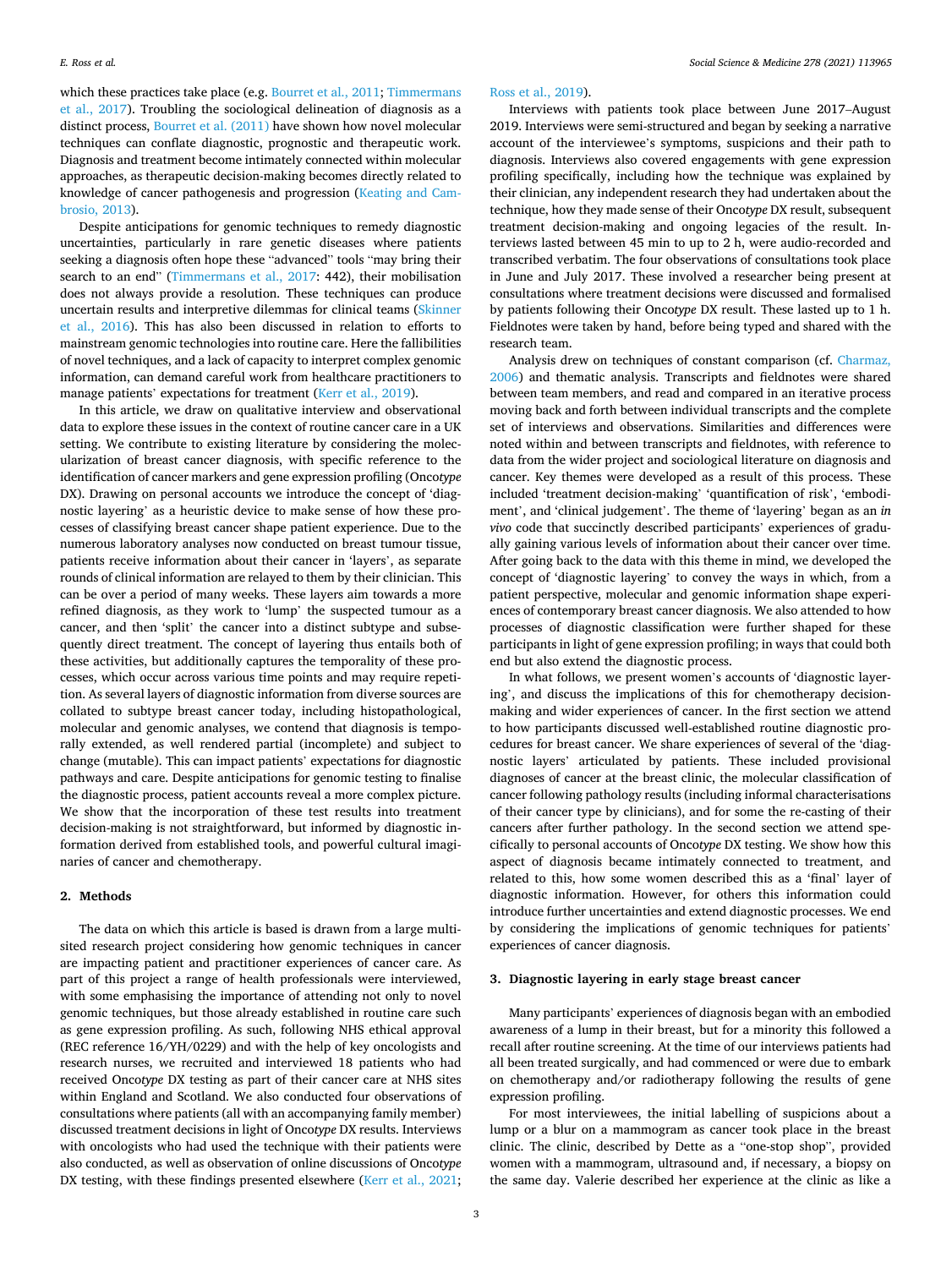which these practices take place (e.g. Bourret et al., 2011; Timmermans et al., 2017). Troubling the sociological delineation of diagnosis as a distinct process, Bourret et al. (2011) have shown how novel molecular techniques can conflate diagnostic, prognostic and therapeutic work. Diagnosis and treatment become intimately connected within molecular approaches, as therapeutic decision-making becomes directly related to knowledge of cancer pathogenesis and progression (Keating and Cambrosio, 2013).

Despite anticipations for genomic techniques to remedy diagnostic uncertainties, particularly in rare genetic diseases where patients seeking a diagnosis often hope these "advanced" tools "may bring their search to an end" (Timmermans et al., 2017: 442), their mobilisation does not always provide a resolution. These techniques can produce uncertain results and interpretive dilemmas for clinical teams (Skinner et al., 2016). This has also been discussed in relation to efforts to mainstream genomic technologies into routine care. Here the fallibilities of novel techniques, and a lack of capacity to interpret complex genomic information, can demand careful work from healthcare practitioners to manage patients' expectations for treatment (Kerr et al., 2019).

In this article, we draw on qualitative interview and observational data to explore these issues in the context of routine cancer care in a UK setting. We contribute to existing literature by considering the molecularization of breast cancer diagnosis, with specific reference to the identification of cancer markers and gene expression profiling (Onco*type* DX). Drawing on personal accounts we introduce the concept of 'diagnostic layering' as a heuristic device to make sense of how these processes of classifying breast cancer shape patient experience. Due to the numerous laboratory analyses now conducted on breast tumour tissue, patients receive information about their cancer in 'layers', as separate rounds of clinical information are relayed to them by their clinician. This can be over a period of many weeks. These layers aim towards a more refined diagnosis, as they work to 'lump' the suspected tumour as a cancer, and then 'split' the cancer into a distinct subtype and subsequently direct treatment. The concept of layering thus entails both of these activities, but additionally captures the temporality of these processes, which occur across various time points and may require repetition. As several layers of diagnostic information from diverse sources are collated to subtype breast cancer today, including histopathological, molecular and genomic analyses, we contend that diagnosis is temporally extended, as well rendered partial (incomplete) and subject to change (mutable). This can impact patients' expectations for diagnostic pathways and care. Despite anticipations for genomic testing to finalise the diagnostic process, patient accounts reveal a more complex picture. We show that the incorporation of these test results into treatment decision-making is not straightforward, but informed by diagnostic information derived from established tools, and powerful cultural imaginaries of cancer and chemotherapy.

## 2. Methods

The data on which this article is based is drawn from a large multi-sited research project considering how genomic techniques in cancer are impacting patient and practitioner experiences of cancer care. As part of this project a range of health professionals were interviewed, with some emphasising the importance of attending not only to novel genomic techniques, but those already established in routine care such as gene expression profiling. As such, following NHS ethical approval (REC reference 16/YH/0229) and with the help of key oncologists and research nurses, we recruited and interviewed 18 patients who had received Onco*type* DX testing as part of their cancer care at NHS sites within England and Scotland. We also conducted four observations of consultations where patients (all with an accompanying family member) discussed treatment decisions in light of Onco*type* DX results. Interviews with oncologists who had used the technique with their patients were also conducted, as well as observation of online discussions of Onco*type* DX testing, with these findings presented elsewhere (Kerr et al., 2021; Ross et al., 2019).

Interviews with patients took place between June 2017–August 2019. Interviews were semi-structured and began by seeking a narrative account of the interviewee's symptoms, suspicions and their path to diagnosis. Interviews also covered engagements with gene expression profiling specifically, including how the technique was explained by their clinician, any independent research they had undertaken about the technique, how they made sense of their Onco*type* DX result, subsequent treatment decision-making and ongoing legacies of the result. Interviews lasted between 45 min to up to 2 h, were audio-recorded and transcribed verbatim. The four observations of consultations took place in June and July 2017. These involved a researcher being present at consultations where treatment decisions were discussed and formalised by patients following their Onco*type* DX result. These lasted up to 1 h. Fieldnotes were taken by hand, before being typed and shared with the research team.

Analysis drew on techniques of constant comparison (cf. Charmaz, 2006) and thematic analysis. Transcripts and fieldnotes were shared between team members, and read and compared in an iterative process moving back and forth between individual transcripts and the complete set of interviews and observations. Similarities and differences were noted within and between transcripts and fieldnotes, with reference to data from the wider project and sociological literature on diagnosis and cancer. Key themes were developed as a result of this process. These included 'treatment decision-making' 'quantification of risk', 'embodiment', and 'clinical judgement'. The theme of 'layering' began as an *in vivo* code that succinctly described participants' experiences of gradually gaining various levels of information about their cancer over time. After going back to the data with this theme in mind, we developed the concept of 'diagnostic layering' to convey the ways in which, from a patient perspective, molecular and genomic information shape experiences of contemporary breast cancer diagnosis. We also attended to how processes of diagnostic classification were further shaped for these participants in light of gene expression profiling; in ways that could both end but also extend the diagnostic process.

In what follows, we present women's accounts of 'diagnostic layering', and discuss the implications of this for chemotherapy decision-making and wider experiences of cancer. In the first section we attend to how participants discussed well-established routine diagnostic procedures for breast cancer. We share experiences of several of the 'diagnostic layers' articulated by patients. These included provisional diagnoses of cancer at the breast clinic, the molecular classification of cancer following pathology results (including informal characterisations of their cancer type by clinicians), and for some the re-casting of their cancers after further pathology. In the second section we attend specifically to personal accounts of Onco*type* DX testing. We show how this aspect of diagnosis became intimately connected to treatment, and related to this, how some women described this as a 'final' layer of diagnostic information. However, for others this information could introduce further uncertainties and extend diagnostic processes. We end by considering the implications of genomic techniques for patients' experiences of cancer diagnosis.

## 3. Diagnostic layering in early stage breast cancer

Many participants' experiences of diagnosis began with an embodied awareness of a lump in their breast, but for a minority this followed a recall after routine screening. At the time of our interviews patients had all been treated surgically, and had commenced or were due to embark on chemotherapy and/or radiotherapy following the results of gene expression profiling.

For most interviewees, the initial labelling of suspicions about a lump or a blur on a mammogram as cancer took place in the breast clinic. The clinic, described by Dette as a "one-stop shop", provided women with a mammogram, ultrasound and, if necessary, a biopsy on the same day. Valerie described her experience at the clinic as like a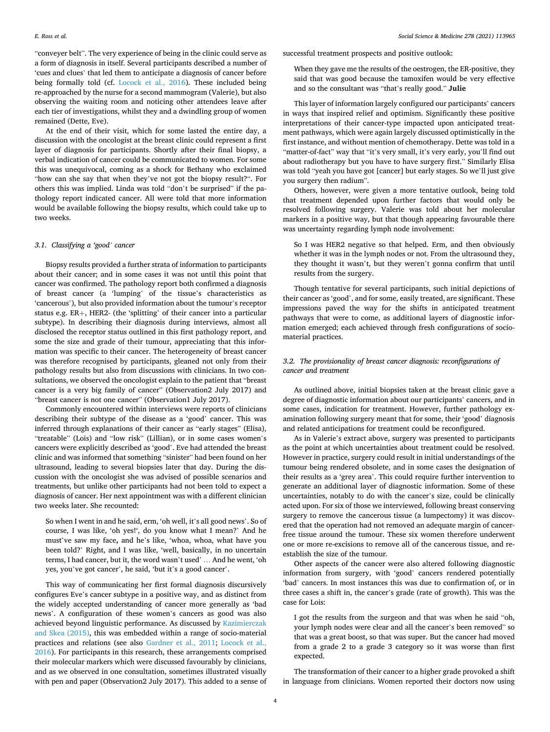"conveyer belt". The very experience of being in the clinic could serve as a form of diagnosis in itself. Several participants described a number of 'cues and clues' that led them to anticipate a diagnosis of cancer before being formally told (cf. Locock et al., 2016). These included being re-approached by the nurse for a second mammogram (Valerie), but also observing the waiting room and noticing other attendees leave after each tier of investigations, whilst they and a dwindling group of women remained (Dette, Eve).

At the end of their visit, which for some lasted the entire day, a discussion with the oncologist at the breast clinic could represent a first layer of diagnosis for participants. Shortly after their final biopsy, a verbal indication of cancer could be communicated to women. For some this was unequivocal, coming as a shock for Bethany who exclaimed "how can she say that when they've not got the biopsy result?". For others this was implied. Linda was told "don't be surprised" if the pathology report indicated cancer. All were told that more information would be available following the biopsy results, which could take up to two weeks.

### 3.1. Classifying a 'good' cancer

Biopsy results provided a further strata of information to participants about their cancer; and in some cases it was not until this point that cancer was confirmed. The pathology report both confirmed a diagnosis of breast cancer (a 'lumping' of the tissue's characteristics as 'cancerous'), but also provided information about the tumour's receptor status e.g. ER+, HER2- (the 'splitting' of their cancer into a particular subtype). In describing their diagnosis during interviews, almost all disclosed the receptor status outlined in this first pathology report, and some the size and grade of their tumour, appreciating that this information was specific to their cancer. The heterogeneity of breast cancer was therefore recognised by participants, gleaned not only from their pathology results but also from discussions with clinicians. In two consultations, we observed the oncologist explain to the patient that "breast cancer is a very big family of cancer" (Observation2 July 2017) and "breast cancer is not one cancer" (Observation1 July 2017).

Commonly encountered within interviews were reports of clinicians describing their subtype of the disease as a 'good' cancer. This was inferred through explanations of their cancer as "early stages" (Elisa), "treatable" (Lois) and "low risk" (Lillian), or in some cases women's cancers were explicitly described as 'good'. Eve had attended the breast clinic and was informed that something "sinister" had been found on her ultrasound, leading to several biopsies later that day. During the discussion with the oncologist she was advised of possible scenarios and treatments, but unlike other participants had not been told to expect a diagnosis of cancer. Her next appointment was with a different clinician two weeks later. She recounted:

> So when I went in and he said, erm, 'oh well, it's all good news'. So of course, I was like, 'oh yes!', do you know what I mean?' And he must've saw my face, and he's like, 'whoa, whoa, what have you been told?' Right, and I was like, 'well, basically, in no uncertain terms, I had cancer, but it, the word wasn't used' … And he went, 'oh yes, you've got cancer', he said, 'but it's a good cancer'.

This way of communicating her first formal diagnosis discursively configures Eve's cancer subtype in a positive way, and as distinct from the widely accepted understanding of cancer more generally as 'bad news'. A configuration of these women's cancers as good was also achieved beyond linguistic performance. As discussed by Kazimierczak and Skea (2015), this was embedded within a range of socio-material practices and relations (see also Gardner et al., 2011; Locock et al., 2016). For participants in this research, these arrangements comprised their molecular markers which were discussed favourably by clinicians, and as we observed in one consultation, sometimes illustrated visually with pen and paper (Observation2 July 2017). This added to a sense of successful treatment prospects and positive outlook:

> When they gave me the results of the oestrogen, the ER-positive, they said that was good because the tamoxifen would be very effective and so the consultant was "that's really good." **Julie**

This layer of information largely configured our participants' cancers in ways that inspired relief and optimism. Significantly these positive interpretations of their cancer-type impacted upon anticipated treatment pathways, which were again largely discussed optimistically in the first instance, and without mention of chemotherapy. Dette was told in a "matter-of-fact" way that "it's very small, it's very early, you'll find out about radiotherapy but you have to have surgery first." Similarly Elisa was told "yeah you have got [cancer] but early stages. So we'll just give you surgery then radium".

Others, however, were given a more tentative outlook, being told that treatment depended upon further factors that would only be resolved following surgery. Valerie was told about her molecular markers in a positive way, but that though appearing favourable there was uncertainty regarding lymph node involvement:

> So I was HER2 negative so that helped. Erm, and then obviously whether it was in the lymph nodes or not. From the ultrasound they, they thought it wasn't, but they weren't gonna confirm that until results from the surgery.

Though tentative for several participants, such initial depictions of their cancer as 'good', and for some, easily treated, are significant. These impressions paved the way for the shifts in anticipated treatment pathways that were to come, as additional layers of diagnostic information emerged; each achieved through fresh configurations of socio-material practices.

### 3.2. The provisionality of breast cancer diagnosis: reconfigurations of cancer and treatment

As outlined above, initial biopsies taken at the breast clinic gave a degree of diagnostic information about our participants' cancers, and in some cases, indication for treatment. However, further pathology examination following surgery meant that for some, their 'good' diagnosis and related anticipations for treatment could be reconfigured.

As in Valerie's extract above, surgery was presented to participants as the point at which uncertainties about treatment could be resolved. However in practice, surgery could result in initial understandings of the tumour being rendered obsolete, and in some cases the designation of their results as a 'grey area'. This could require further intervention to generate an additional layer of diagnostic information. Some of these uncertainties, notably to do with the cancer's size, could be clinically acted upon. For six of those we interviewed, following breast conserving surgery to remove the cancerous tissue (a lumpectomy) it was discovered that the operation had not removed an adequate margin of cancer-free tissue around the tumour. These six women therefore underwent one or more re-excisions to remove all of the cancerous tissue, and re-establish the size of the tumour.

Other aspects of the cancer were also altered following diagnostic information from surgery, with 'good' cancers rendered potentially 'bad' cancers. In most instances this was due to confirmation of, or in three cases a shift in, the cancer's grade (rate of growth). This was the case for Lois:

> I got the results from the surgeon and that was when he said "oh, your lymph nodes were clear and all the cancer's been removed" so that was a great boost, so that was super. But the cancer had moved from a grade 2 to a grade 3 category so it was worse than first expected.

The transformation of their cancer to a higher grade provoked a shift in language from clinicians. Women reported their doctors now using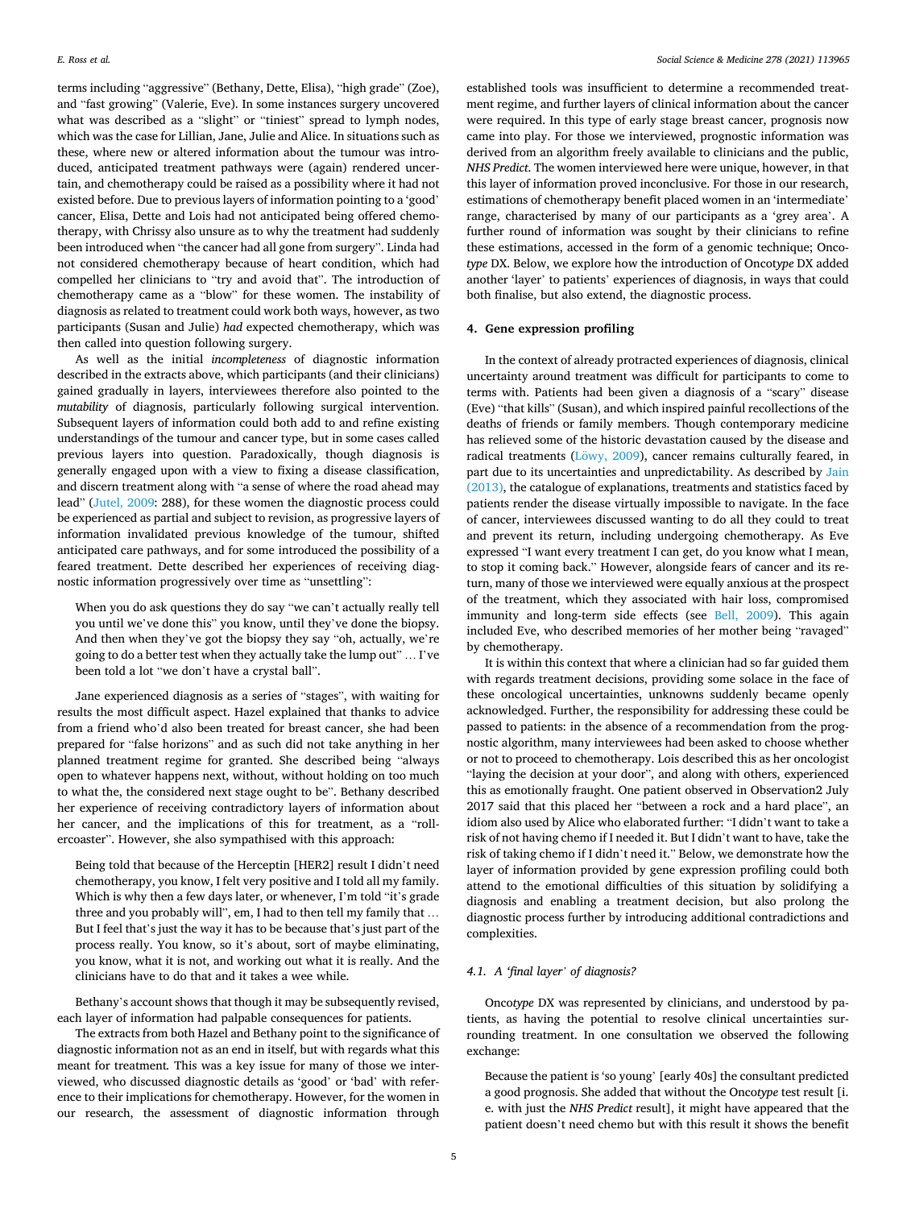terms including "aggressive" (Bethany, Dette, Elisa), "high grade" (Zoe), and "fast growing" (Valerie, Eve). In some instances surgery uncovered what was described as a "slight" or "tiniest" spread to lymph nodes, which was the case for Lillian, Jane, Julie and Alice. In situations such as these, where new or altered information about the tumour was introduced, anticipated treatment pathways were (again) rendered uncertain, and chemotherapy could be raised as a possibility where it had not existed before. Due to previous layers of information pointing to a 'good' cancer, Elisa, Dette and Lois had not anticipated being offered chemotherapy, with Chrissy also unsure as to why the treatment had suddenly been introduced when "the cancer had all gone from surgery". Linda had not considered chemotherapy because of heart condition, which had compelled her clinicians to "try and avoid that". The introduction of chemotherapy came as a "blow" for these women. The instability of diagnosis as related to treatment could work both ways, however, as two participants (Susan and Julie) *had* expected chemotherapy, which was then called into question following surgery.

As well as the initial *incompleteness* of diagnostic information described in the extracts above, which participants (and their clinicians) gained gradually in layers, interviewees therefore also pointed to the *mutability* of diagnosis, particularly following surgical intervention. Subsequent layers of information could both add to and refine existing understandings of the tumour and cancer type, but in some cases called previous layers into question. Paradoxically, though diagnosis is generally engaged upon with a view to fixing a disease classification, and discern treatment along with "a sense of where the road ahead may lead" (Jutel, 2009: 288), for these women the diagnostic process could be experienced as partial and subject to revision, as progressive layers of information invalidated previous knowledge of the tumour, shifted anticipated care pathways, and for some introduced the possibility of a feared treatment. Dette described her experiences of receiving diagnostic information progressively over time as "unsettling":

> When you do ask questions they do say "we can't actually really tell you until we've done this" you know, until they've done the biopsy. And then when they've got the biopsy they say "oh, actually, we're going to do a better test when they actually take the lump out" … I've been told a lot "we don't have a crystal ball".

Jane experienced diagnosis as a series of "stages", with waiting for results the most difficult aspect. Hazel explained that thanks to advice from a friend who'd also been treated for breast cancer, she had been prepared for "false horizons" and as such did not take anything in her planned treatment regime for granted. She described being "always open to whatever happens next, without, without holding on too much to what the, the considered next stage ought to be". Bethany described her experience of receiving contradictory layers of information about her cancer, and the implications of this for treatment, as a "rollercoaster". However, she also sympathised with this approach:

> Being told that because of the Herceptin [HER2] result I didn't need chemotherapy, you know, I felt very positive and I told all my family. Which is why then a few days later, or whenever, I'm told "it's grade three and you probably will", em, I had to then tell my family that … But I feel that's just the way it has to be because that's just part of the process really. You know, so it's about, sort of maybe eliminating, you know, what it is not, and working out what it is really. And the clinicians have to do that and it takes a wee while.

Bethany's account shows that though it may be subsequently revised, each layer of information had palpable consequences for patients.

The extracts from both Hazel and Bethany point to the significance of diagnostic information not as an end in itself, but with regards what this meant for treatment. This was a key issue for many of those we interviewed, who discussed diagnostic details as 'good' or 'bad' with reference to their implications for chemotherapy. However, for the women in our research, the assessment of diagnostic information through established tools was insufficient to determine a recommended treatment regime, and further layers of clinical information about the cancer were required. In this type of early stage breast cancer, prognosis now came into play. For those we interviewed, prognostic information was derived from an algorithm freely available to clinicians and the public, *NHS Predict*. The women interviewed here were unique, however, in that this layer of information proved inconclusive. For those in our research, estimations of chemotherapy benefit placed women in an 'intermediate' range, characterised by many of our participants as a 'grey area'. A further round of information was sought by their clinicians to refine these estimations, accessed in the form of a genomic technique; Onco*type* DX. Below, we explore how the introduction of Onco*type* DX added another 'layer' to patients' experiences of diagnosis, in ways that could both finalise, but also extend, the diagnostic process.

## 4. Gene expression profiling

In the context of already protracted experiences of diagnosis, clinical uncertainty around treatment was difficult for participants to come to terms with. Patients had been given a diagnosis of a "scary" disease (Eve) "that kills" (Susan), and which inspired painful recollections of the deaths of friends or family members. Though contemporary medicine has relieved some of the historic devastation caused by the disease and radical treatments (Löwy, 2009), cancer remains culturally feared, in part due to its uncertainties and unpredictability. As described by Jain (2013), the catalogue of explanations, treatments and statistics faced by patients render the disease virtually impossible to navigate. In the face of cancer, interviewees discussed wanting to do all they could to treat and prevent its return, including undergoing chemotherapy. As Eve expressed "I want every treatment I can get, do you know what I mean, to stop it coming back." However, alongside fears of cancer and its return, many of those we interviewed were equally anxious at the prospect of the treatment, which they associated with hair loss, compromised immunity and long-term side effects (see Bell, 2009). This again included Eve, who described memories of her mother being "ravaged" by chemotherapy.

It is within this context that where a clinician had so far guided them with regards treatment decisions, providing some solace in the face of these oncological uncertainties, unknowns suddenly became openly acknowledged. Further, the responsibility for addressing these could be passed to patients: in the absence of a recommendation from the prognostic algorithm, many interviewees had been asked to choose whether or not to proceed to chemotherapy. Lois described this as her oncologist "laying the decision at your door", and along with others, experienced this as emotionally fraught. One patient observed in Observation2 July 2017 said that this placed her "between a rock and a hard place", an idiom also used by Alice who elaborated further: "I didn't want to take a risk of not having chemo if I needed it. But I didn't want to have, take the risk of taking chemo if I didn't need it." Below, we demonstrate how the layer of information provided by gene expression profiling could both attend to the emotional difficulties of this situation by solidifying a diagnosis and enabling a treatment decision, but also prolong the diagnostic process further by introducing additional contradictions and complexities.

### 4.1. A 'final layer' of diagnosis?

Onco*type* DX was represented by clinicians, and understood by patients, as having the potential to resolve clinical uncertainties surrounding treatment. In one consultation we observed the following exchange:

> Because the patient is 'so young' [early 40s] the consultant predicted a good prognosis. She added that without the Onco*type* test result [i.e. with just the *NHS Predict* result], it might have appeared that the patient doesn't need chemo but with this result it shows the benefit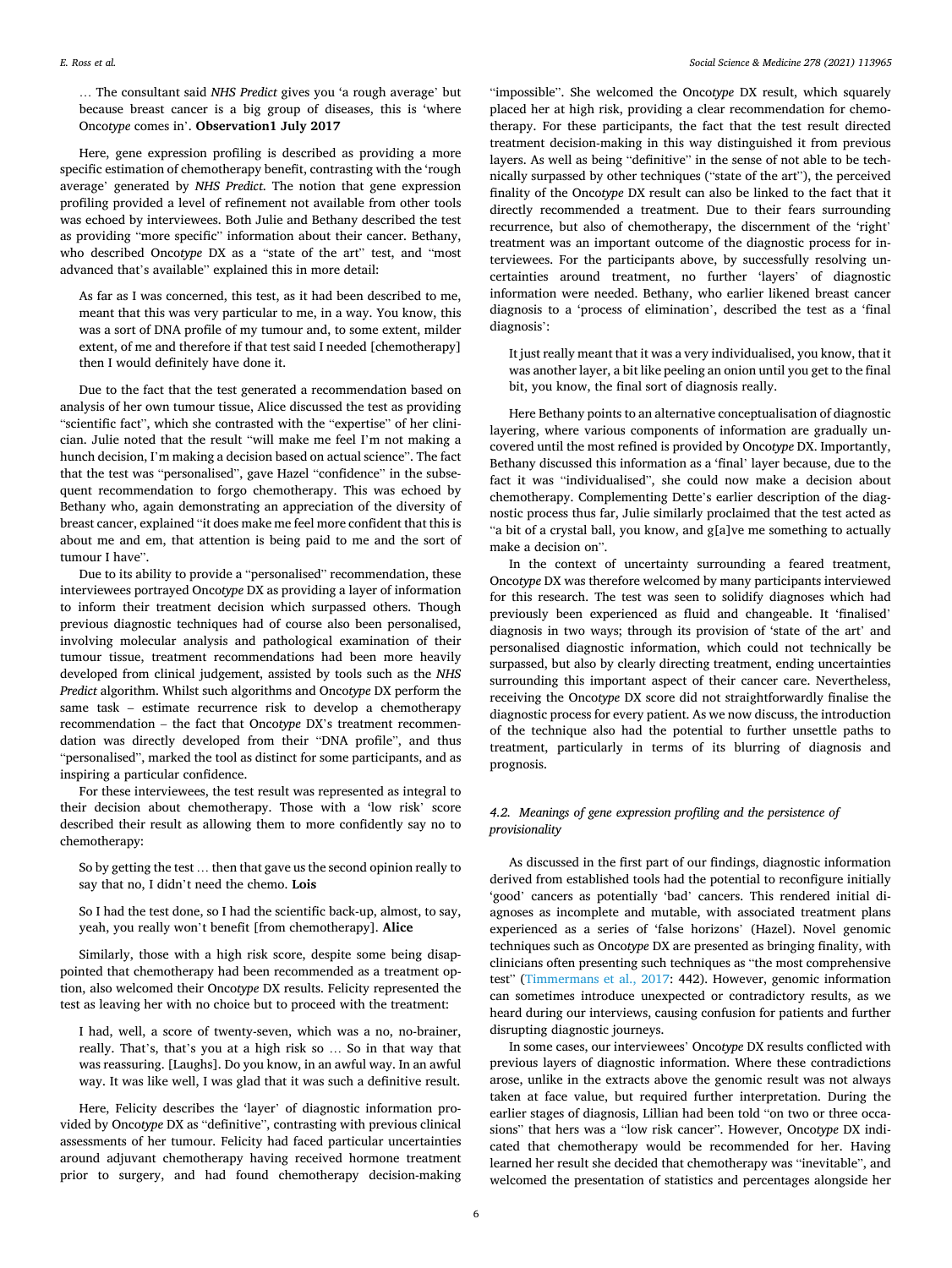… The consultant said *NHS Predict* gives you 'a rough average' but because breast cancer is a big group of diseases, this is 'where Onco*type* comes in'. **Observation1 July 2017**

Here, gene expression profiling is described as providing a more specific estimation of chemotherapy benefit, contrasting with the 'rough average' generated by *NHS Predict*. The notion that gene expression profiling provided a level of refinement not available from other tools was echoed by interviewees. Both Julie and Bethany described the test as providing "more specific" information about their cancer. Bethany, who described Onco*type* DX as a "state of the art" test, and "most advanced that's available" explained this in more detail:

> As far as I was concerned, this test, as it had been described to me, meant that this was very particular to me, in a way. You know, this was a sort of DNA profile of my tumour and, to some extent, milder extent, of me and therefore if that test said I needed [chemotherapy] then I would definitely have done it.

Due to the fact that the test generated a recommendation based on analysis of her own tumour tissue, Alice discussed the test as providing "scientific fact", which she contrasted with the "expertise" of her clinician. Julie noted that the result "will make me feel I'm not making a hunch decision, I'm making a decision based on actual science". The fact that the test was "personalised", gave Hazel "confidence" in the subsequent recommendation to forgo chemotherapy. This was echoed by Bethany who, again demonstrating an appreciation of the diversity of breast cancer, explained "it does make me feel more confident that this is about me and em, that attention is being paid to me and the sort of tumour I have".

Due to its ability to provide a "personalised" recommendation, these interviewees portrayed Onco*type* DX as providing a layer of information to inform their treatment decision which surpassed others. Though previous diagnostic techniques had of course also been personalised, involving molecular analysis and pathological examination of their tumour tissue, treatment recommendations had been more heavily developed from clinical judgement, assisted by tools such as the *NHS Predict* algorithm. Whilst such algorithms and Onco*type* DX perform the same task – estimate recurrence risk to develop a chemotherapy recommendation – the fact that Onco*type* DX's treatment recommendation was directly developed from their "DNA profile", and thus "personalised", marked the tool as distinct for some participants, and as inspiring a particular confidence.

For these interviewees, the test result was represented as integral to their decision about chemotherapy. Those with a 'low risk' score described their result as allowing them to more confidently say no to chemotherapy:

> So by getting the test … then that gave us the second opinion really to say that no, I didn't need the chemo. **Lois**

> So I had the test done, so I had the scientific back-up, almost, to say, yeah, you really won't benefit [from chemotherapy]. **Alice**

Similarly, those with a high risk score, despite some being disappointed that chemotherapy had been recommended as a treatment option, also welcomed their Onco*type* DX results. Felicity represented the test as leaving her with no choice but to proceed with the treatment:

> I had, well, a score of twenty-seven, which was a no, no-brainer, really. That's, that's you at a high risk so … So in that way that was reassuring. [Laughs]. Do you know, in an awful way. In an awful way. It was like well, I was glad that it was such a definitive result.

Here, Felicity describes the 'layer' of diagnostic information provided by Onco*type* DX as "definitive", contrasting with previous clinical assessments of her tumour. Felicity had faced particular uncertainties around adjuvant chemotherapy having received hormone treatment prior to surgery, and had found chemotherapy decision-making "impossible". She welcomed the Onco*type* DX result, which squarely placed her at high risk, providing a clear recommendation for chemotherapy. For these participants, the fact that the test result directed treatment decision-making in this way distinguished it from previous layers. As well as being "definitive" in the sense of not able to be technically surpassed by other techniques ("state of the art"), the perceived finality of the Onco*type* DX result can also be linked to the fact that it directly recommended a treatment. Due to their fears surrounding recurrence, but also of chemotherapy, the discernment of the 'right' treatment was an important outcome of the diagnostic process for interviewees. For the participants above, by successfully resolving uncertainties around treatment, no further 'layers' of diagnostic information were needed. Bethany, who earlier likened breast cancer diagnosis to a 'process of elimination', described the test as a 'final diagnosis':

> It just really meant that it was a very individualised, you know, that it was another layer, a bit like peeling an onion until you get to the final bit, you know, the final sort of diagnosis really.

Here Bethany points to an alternative conceptualisation of diagnostic layering, where various components of information are gradually uncovered until the most refined is provided by Onco*type* DX. Importantly, Bethany discussed this information as a 'final' layer because, due to the fact it was "individualised", she could now make a decision about chemotherapy. Complementing Dette's earlier description of the diagnostic process thus far, Julie similarly proclaimed that the test acted as "a bit of a crystal ball, you know, and g[a]ve me something to actually make a decision on".

In the context of uncertainty surrounding a feared treatment, Onco*type* DX was therefore welcomed by many participants interviewed for this research. The test was seen to solidify diagnoses which had previously been experienced as fluid and changeable. It 'finalised' diagnosis in two ways; through its provision of 'state of the art' and personalised diagnostic information, which could not technically be surpassed, but also by clearly directing treatment, ending uncertainties surrounding this important aspect of their cancer care. Nevertheless, receiving the Onco*type* DX score did not straightforwardly finalise the diagnostic process for every patient. As we now discuss, the introduction of the technique also had the potential to further unsettle paths to treatment, particularly in terms of its blurring of diagnosis and prognosis.

### *4.2. Meanings of gene expression profiling and the persistence of provisionality*

As discussed in the first part of our findings, diagnostic information derived from established tools had the potential to reconfigure initially 'good' cancers as potentially 'bad' cancers. This rendered initial diagnoses as incomplete and mutable, with associated treatment plans experienced as a series of 'false horizons' (Hazel). Novel genomic techniques such as Onco*type* DX are presented as bringing finality, with clinicians often presenting such techniques as "the most comprehensive test" (Timmermans et al., 2017: 442). However, genomic information can sometimes introduce unexpected or contradictory results, as we heard during our interviews, causing confusion for patients and further disrupting diagnostic journeys.

In some cases, our interviewees' Onco*type* DX results conflicted with previous layers of diagnostic information. Where these contradictions arose, unlike in the extracts above the genomic result was not always taken at face value, but required further interpretation. During the earlier stages of diagnosis, Lillian had been told "on two or three occasions" that hers was a "low risk cancer". However, Onco*type* DX indicated that chemotherapy would be recommended for her. Having learned her result she decided that chemotherapy was "inevitable", and welcomed the presentation of statistics and percentages alongside her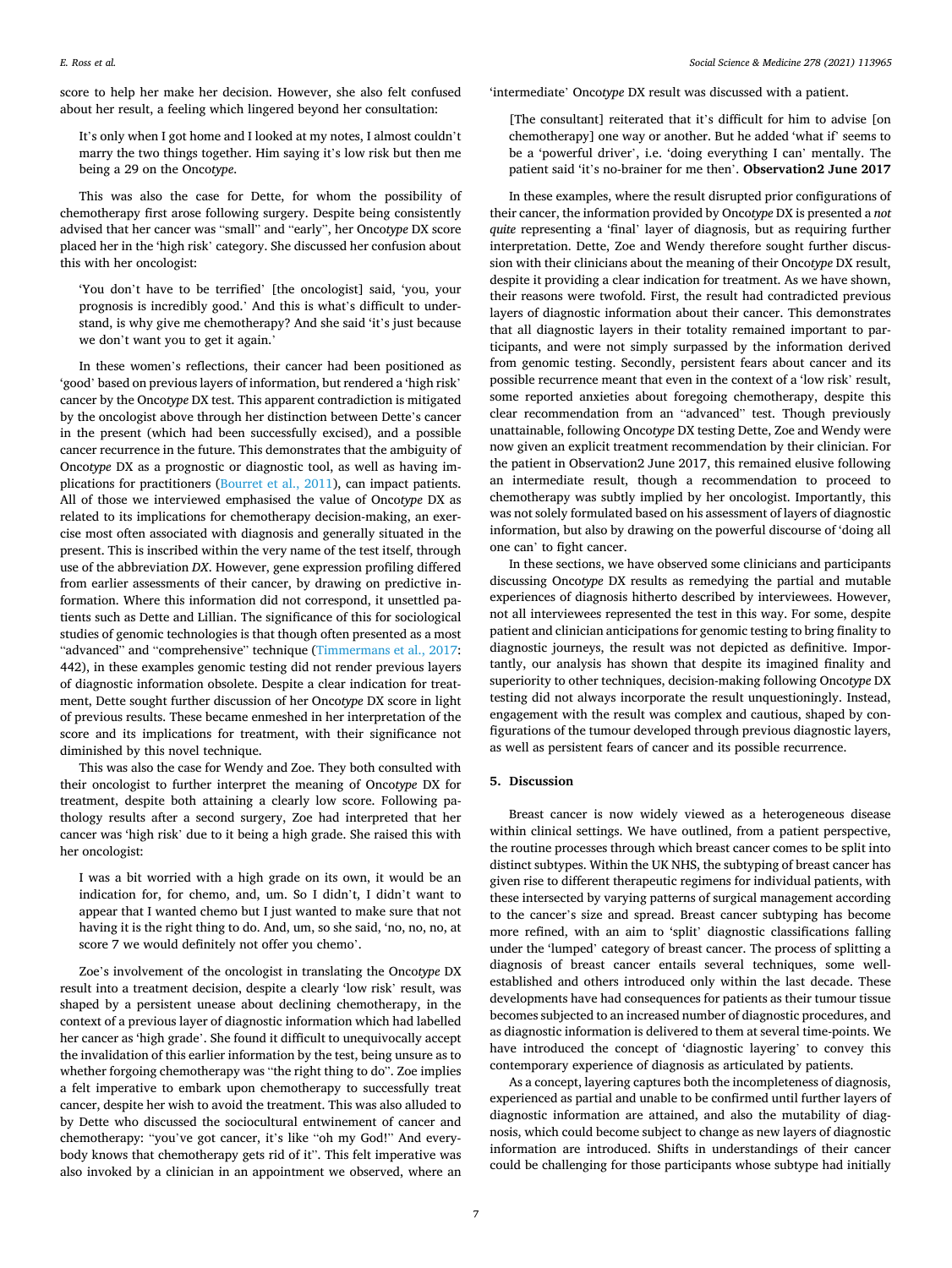score to help her make her decision. However, she also felt confused about her result, a feeling which lingered beyond her consultation:

> It's only when I got home and I looked at my notes, I almost couldn't marry the two things together. Him saying it's low risk but then me being a 29 on the Onco*type*.

This was also the case for Dette, for whom the possibility of chemotherapy first arose following surgery. Despite being consistently advised that her cancer was "small" and "early", her Onco*type* DX score placed her in the 'high risk' category. She discussed her confusion about this with her oncologist:

> 'You don't have to be terrified' [the oncologist] said, 'you, your prognosis is incredibly good.' And this is what's difficult to understand, is why give me chemotherapy? And she said 'it's just because we don't want you to get it again.'

In these women's reflections, their cancer had been positioned as 'good' based on previous layers of information, but rendered a 'high risk' cancer by the Onco*type* DX test. This apparent contradiction is mitigated by the oncologist above through her distinction between Dette's cancer in the present (which had been successfully excised), and a possible cancer recurrence in the future. This demonstrates that the ambiguity of Onco*type* DX as a prognostic or diagnostic tool, as well as having implications for practitioners (Bourret et al., 2011), can impact patients. All of those we interviewed emphasised the value of Onco*type* DX as related to its implications for chemotherapy decision-making, an exercise most often associated with diagnosis and generally situated in the present. This is inscribed within the very name of the test itself, through use of the abbreviation *DX*. However, gene expression profiling differed from earlier assessments of their cancer, by drawing on predictive information. Where this information did not correspond, it unsettled patients such as Dette and Lillian. The significance of this for sociological studies of genomic technologies is that though often presented as a most "advanced" and "comprehensive" technique (Timmermans et al., 2017: 442), in these examples genomic testing did not render previous layers of diagnostic information obsolete. Despite a clear indication for treatment, Dette sought further discussion of her Onco*type* DX score in light of previous results. These became enmeshed in her interpretation of the score and its implications for treatment, with their significance not diminished by this novel technique.

This was also the case for Wendy and Zoe. They both consulted with their oncologist to further interpret the meaning of Onco*type* DX for treatment, despite both attaining a clearly low score. Following pathology results after a second surgery, Zoe had interpreted that her cancer was 'high risk' due to it being a high grade. She raised this with her oncologist:

> I was a bit worried with a high grade on its own, it would be an indication for, for chemo, and, um. So I didn't, I didn't want to appear that I wanted chemo but I just wanted to make sure that not having it is the right thing to do. And, um, so she said, 'no, no, no, at score 7 we would definitely not offer you chemo'.

Zoe's involvement of the oncologist in translating the Onco*type* DX result into a treatment decision, despite a clearly 'low risk' result, was shaped by a persistent unease about declining chemotherapy, in the context of a previous layer of diagnostic information which had labelled her cancer as 'high grade'. She found it difficult to unequivocally accept the invalidation of this earlier information by the test, being unsure as to whether forgoing chemotherapy was "the right thing to do". Zoe implies a felt imperative to embark upon chemotherapy to successfully treat cancer, despite her wish to avoid the treatment. This was also alluded to by Dette who discussed the sociocultural entwinement of cancer and chemotherapy: "you've got cancer, it's like "oh my God!" And everybody knows that chemotherapy gets rid of it". This felt imperative was also invoked by a clinician in an appointment we observed, where an 'intermediate' Onco*type* DX result was discussed with a patient.

> [The consultant] reiterated that it's difficult for him to advise [on chemotherapy] one way or another. But he added 'what if' seems to be a 'powerful driver', i.e. 'doing everything I can' mentally. The patient said 'it's no-brainer for me then'. **Observation2 June 2017**

In these examples, where the result disrupted prior configurations of their cancer, the information provided by Onco*type* DX is presented a *not quite* representing a 'final' layer of diagnosis, but as requiring further interpretation. Dette, Zoe and Wendy therefore sought further discussion with their clinicians about the meaning of their Onco*type* DX result, despite it providing a clear indication for treatment. As we have shown, their reasons were twofold. First, the result had contradicted previous layers of diagnostic information about their cancer. This demonstrates that all diagnostic layers in their totality remained important to participants, and were not simply surpassed by the information derived from genomic testing. Secondly, persistent fears about cancer and its possible recurrence meant that even in the context of a 'low risk' result, some reported anxieties about foregoing chemotherapy, despite this clear recommendation from an "advanced" test. Though previously unattainable, following Onco*type* DX testing Dette, Zoe and Wendy were now given an explicit treatment recommendation by their clinician. For the patient in Observation2 June 2017, this remained elusive following an intermediate result, though a recommendation to proceed to chemotherapy was subtly implied by her oncologist. Importantly, this was not solely formulated based on his assessment of layers of diagnostic information, but also by drawing on the powerful discourse of 'doing all one can' to fight cancer.

In these sections, we have observed some clinicians and participants discussing Onco*type* DX results as remedying the partial and mutable experiences of diagnosis hitherto described by interviewees. However, not all interviewees represented the test in this way. For some, despite patient and clinician anticipations for genomic testing to bring finality to diagnostic journeys, the result was not depicted as definitive. Importantly, our analysis has shown that despite its imagined finality and superiority to other techniques, decision-making following Onco*type* DX testing did not always incorporate the result unquestioningly. Instead, engagement with the result was complex and cautious, shaped by configurations of the tumour developed through previous diagnostic layers, as well as persistent fears of cancer and its possible recurrence.

## 5. Discussion

Breast cancer is now widely viewed as a heterogeneous disease within clinical settings. We have outlined, from a patient perspective, the routine processes through which breast cancer comes to be split into distinct subtypes. Within the UK NHS, the subtyping of breast cancer has given rise to different therapeutic regimens for individual patients, with these intersected by varying patterns of surgical management according to the cancer's size and spread. Breast cancer subtyping has become more refined, with an aim to 'split' diagnostic classifications falling under the 'lumped' category of breast cancer. The process of splitting a diagnosis of breast cancer entails several techniques, some well-established and others introduced only within the last decade. These developments have had consequences for patients as their tumour tissue becomes subjected to an increased number of diagnostic procedures, and as diagnostic information is delivered to them at several time-points. We have introduced the concept of 'diagnostic layering' to convey this contemporary experience of diagnosis as articulated by patients.

As a concept, layering captures both the incompleteness of diagnosis, experienced as partial and unable to be confirmed until further layers of diagnostic information are attained, and also the mutability of diagnosis, which could become subject to change as new layers of diagnostic information are introduced. Shifts in understandings of their cancer could be challenging for those participants whose subtype had initially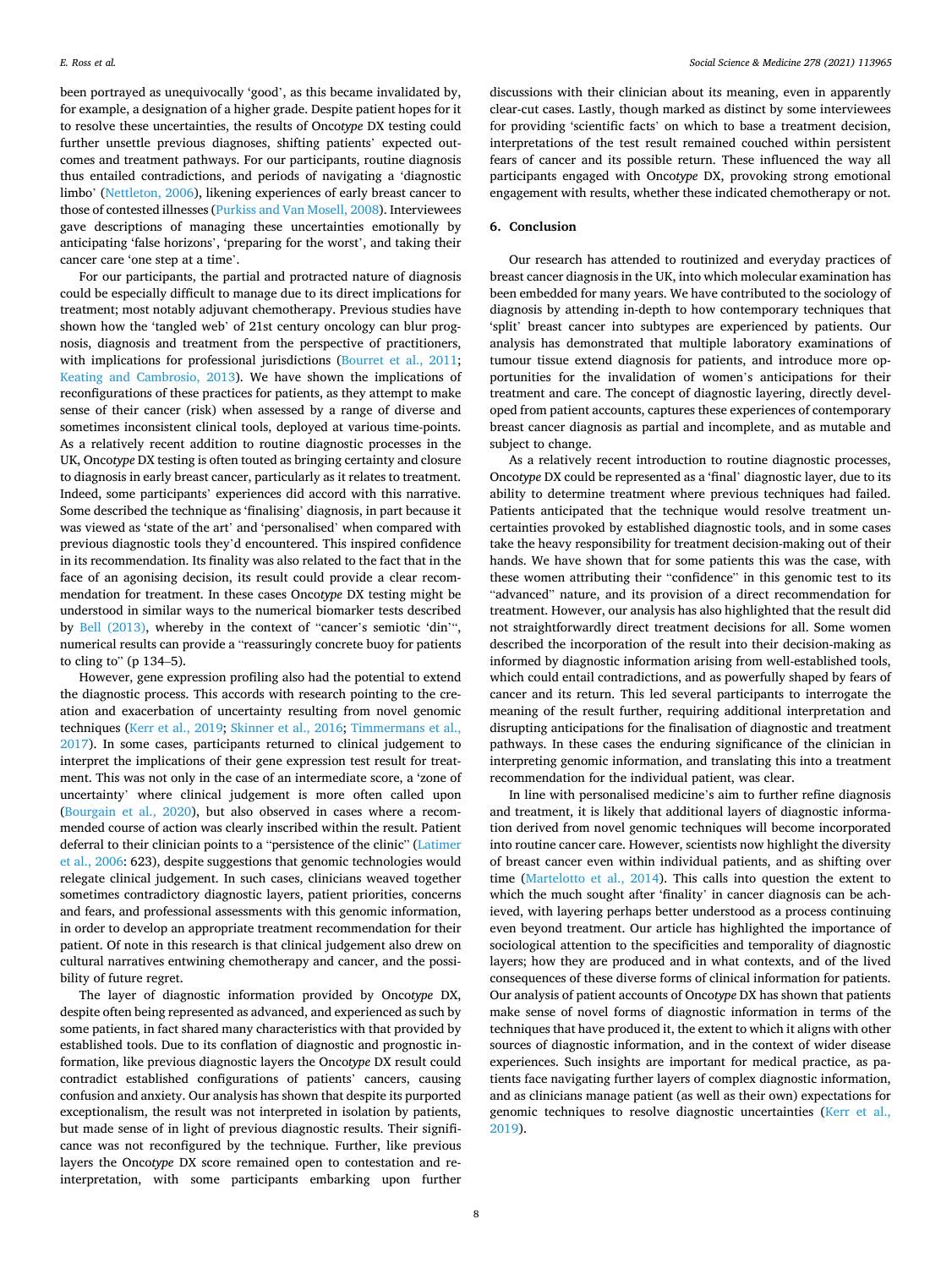been portrayed as unequivocally 'good', as this became invalidated by, for example, a designation of a higher grade. Despite patient hopes for it to resolve these uncertainties, the results of Onco*type* DX testing could further unsettle previous diagnoses, shifting patients' expected outcomes and treatment pathways. For our participants, routine diagnosis thus entailed contradictions, and periods of navigating a 'diagnostic limbo' (Nettleton, 2006), likening experiences of early breast cancer to those of contested illnesses (Purkiss and Van Mosell, 2008). Interviewees gave descriptions of managing these uncertainties emotionally by anticipating 'false horizons', 'preparing for the worst', and taking their cancer care 'one step at a time'.

For our participants, the partial and protracted nature of diagnosis could be especially difficult to manage due to its direct implications for treatment; most notably adjuvant chemotherapy. Previous studies have shown how the 'tangled web' of 21st century oncology can blur prognosis, diagnosis and treatment from the perspective of practitioners, with implications for professional jurisdictions (Bourret et al., 2011; Keating and Cambrosio, 2013). We have shown the implications of reconfigurations of these practices for patients, as they attempt to make sense of their cancer (risk) when assessed by a range of diverse and sometimes inconsistent clinical tools, deployed at various time-points. As a relatively recent addition to routine diagnostic processes in the UK, Onco*type* DX testing is often touted as bringing certainty and closure to diagnosis in early breast cancer, particularly as it relates to treatment. Indeed, some participants' experiences did accord with this narrative. Some described the technique as 'finalising' diagnosis, in part because it was viewed as 'state of the art' and 'personalised' when compared with previous diagnostic tools they'd encountered. This inspired confidence in its recommendation. Its finality was also related to the fact that in the face of an agonising decision, its result could provide a clear recommendation for treatment. In these cases Onco*type* DX testing might be understood in similar ways to the numerical biomarker tests described by Bell (2013), whereby in the context of "cancer's semiotic 'din'", numerical results can provide a "reassuringly concrete buoy for patients to cling to" (p 134–5).

However, gene expression profiling also had the potential to extend the diagnostic process. This accords with research pointing to the creation and exacerbation of uncertainty resulting from novel genomic techniques (Kerr et al., 2019; Skinner et al., 2016; Timmermans et al., 2017). In some cases, participants returned to clinical judgement to interpret the implications of their gene expression test result for treatment. This was not only in the case of an intermediate score, a 'zone of uncertainty' where clinical judgement is more often called upon (Bourgain et al., 2020), but also observed in cases where a recommended course of action was clearly inscribed within the result. Patient deferral to their clinician points to a "persistence of the clinic" (Latimer et al., 2006: 623), despite suggestions that genomic technologies would relegate clinical judgement. In such cases, clinicians weaved together sometimes contradictory diagnostic layers, patient priorities, concerns and fears, and professional assessments with this genomic information, in order to develop an appropriate treatment recommendation for their patient. Of note in this research is that clinical judgement also drew on cultural narratives entwining chemotherapy and cancer, and the possibility of future regret.

The layer of diagnostic information provided by Onco*type* DX, despite often being represented as advanced, and experienced as such by some patients, in fact shared many characteristics with that provided by established tools. Due to its conflation of diagnostic and prognostic information, like previous diagnostic layers the Onco*type* DX result could contradict established configurations of patients' cancers, causing confusion and anxiety. Our analysis has shown that despite its purported exceptionalism, the result was not interpreted in isolation by patients, but made sense of in light of previous diagnostic results. Their significance was not reconfigured by the technique. Further, like previous layers the Onco*type* DX score remained open to contestation and reinterpretation, with some participants embarking upon further discussions with their clinician about its meaning, even in apparently clear-cut cases. Lastly, though marked as distinct by some interviewees for providing 'scientific facts' on which to base a treatment decision, interpretations of the test result remained couched within persistent fears of cancer and its possible return. These influenced the way all participants engaged with Onco*type* DX, provoking strong emotional engagement with results, whether these indicated chemotherapy or not.

## 6. Conclusion

Our research has attended to routinized and everyday practices of breast cancer diagnosis in the UK, into which molecular examination has been embedded for many years. We have contributed to the sociology of diagnosis by attending in-depth to how contemporary techniques that 'split' breast cancer into subtypes are experienced by patients. Our analysis has demonstrated that multiple laboratory examinations of tumour tissue extend diagnosis for patients, and introduce more opportunities for the invalidation of women's anticipations for their treatment and care. The concept of diagnostic layering, directly developed from patient accounts, captures these experiences of contemporary breast cancer diagnosis as partial and incomplete, and as mutable and subject to change.

As a relatively recent introduction to routine diagnostic processes, Onco*type* DX could be represented as a 'final' diagnostic layer, due to its ability to determine treatment where previous techniques had failed. Patients anticipated that the technique would resolve treatment uncertainties provoked by established diagnostic tools, and in some cases take the heavy responsibility for treatment decision-making out of their hands. We have shown that for some patients this was the case, with these women attributing their "confidence" in this genomic test to its "advanced" nature, and its provision of a direct recommendation for treatment. However, our analysis has also highlighted that the result did not straightforwardly direct treatment decisions for all. Some women described the incorporation of the result into their decision-making as informed by diagnostic information arising from well-established tools, which could entail contradictions, and as powerfully shaped by fears of cancer and its return. This led several participants to interrogate the meaning of the result further, requiring additional interpretation and disrupting anticipations for the finalisation of diagnostic and treatment pathways. In these cases the enduring significance of the clinician in interpreting genomic information, and translating this into a treatment recommendation for the individual patient, was clear.

In line with personalised medicine's aim to further refine diagnosis and treatment, it is likely that additional layers of diagnostic information derived from novel genomic techniques will become incorporated into routine cancer care. However, scientists now highlight the diversity of breast cancer even within individual patients, and as shifting over time (Martelotto et al., 2014). This calls into question the extent to which the much sought after 'finality' in cancer diagnosis can be achieved, with layering perhaps better understood as a process continuing even beyond treatment. Our article has highlighted the importance of sociological attention to the specificities and temporality of diagnostic layers; how they are produced and in what contexts, and of the lived consequences of these diverse forms of clinical information for patients. Our analysis of patient accounts of Onco*type* DX has shown that patients make sense of novel forms of diagnostic information in terms of the techniques that have produced it, the extent to which it aligns with other sources of diagnostic information, and in the context of wider disease experiences. Such insights are important for medical practice, as patients face navigating further layers of complex diagnostic information, and as clinicians manage patient (as well as their own) expectations for genomic techniques to resolve diagnostic uncertainties (Kerr et al., 2019).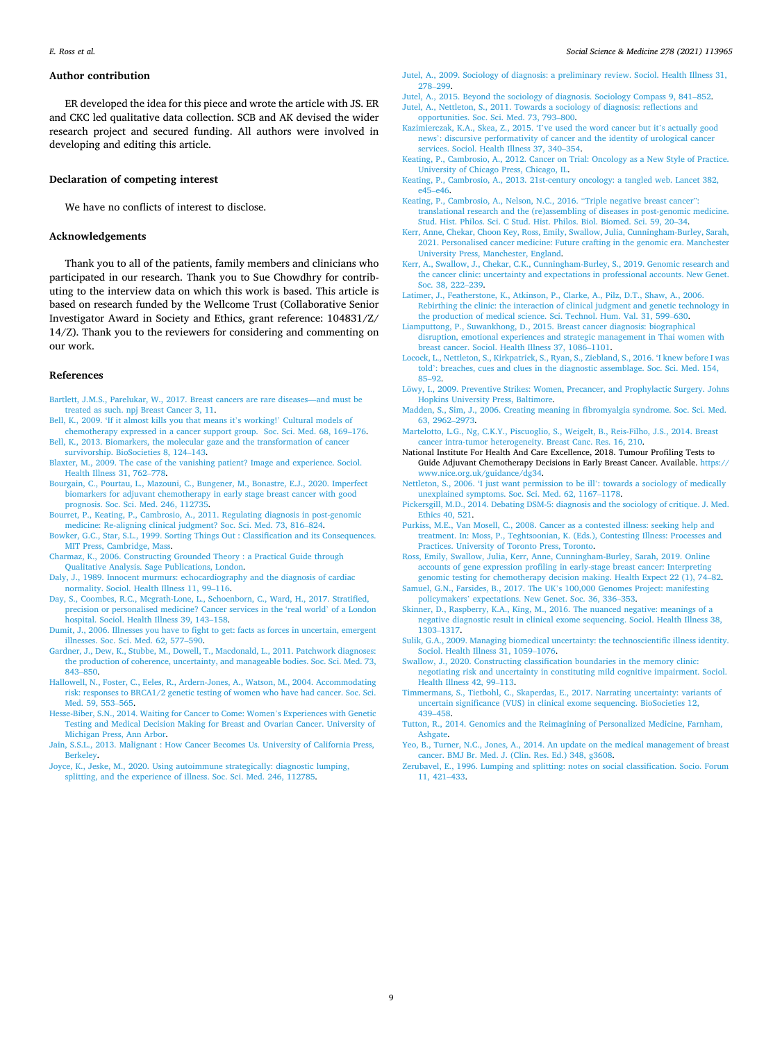## Author contribution

ER developed the idea for this piece and wrote the article with JS. ER and CKC led qualitative data collection. SCB and AK devised the wider research project and secured funding. All authors were involved in developing and editing this article.

## Declaration of competing interest

We have no conflicts of interest to disclose.

## Acknowledgements

Thank you to all of the patients, family members and clinicians who participated in our research. Thank you to Sue Chowdhry for contributing to the interview data on which this work is based. This article is based on research funded by the Wellcome Trust (Collaborative Senior Investigator Award in Society and Ethics, grant reference: 104831/Z/14/Z). Thank you to the reviewers for considering and commenting on our work.

## References

Bartlett, J.M.S., Parelukar, W., 2017. Breast cancers are rare diseases—and must be treated as such. npj Breast Cancer 3, 11.

Bell, K., 2009. 'If it almost kills you that means it's working!' Cultural models of chemotherapy expressed in a cancer support group. Soc. Sci. Med. 68, 169–176.

Bell, K., 2013. Biomarkers, the molecular gaze and the transformation of cancer survivorship. BioSocieties 8, 124–143.

Blaxter, M., 2009. The case of the vanishing patient? Image and experience. Sociol. Health Illness 31, 762–778.

Bourgain, C., Pourtau, L., Mazouni, C., Bungener, M., Bonastre, E.J., 2020. Imperfect biomarkers for adjuvant chemotherapy in early stage breast cancer with good prognosis. Soc. Sci. Med. 246, 112735.

Bourret, P., Keating, P., Cambrosio, A., 2011. Regulating diagnosis in post-genomic medicine: Re-aligning clinical judgment? Soc. Sci. Med. 73, 816–824.

Bowker, G.C., Star, S.L., 1999. Sorting Things Out : Classification and its Consequences. MIT Press, Cambridge, Mass.

Charmaz, K., 2006. Constructing Grounded Theory : a Practical Guide through Qualitative Analysis. Sage Publications, London.

Daly, J., 1989. Innocent murmurs: echocardiography and the diagnosis of cardiac normality. Sociol. Health Illness 11, 99–116.

Day, S., Coombes, R.C., Mcgrath-Lone, L., Schoenborn, C., Ward, H., 2017. Stratified, precision or personalised medicine? Cancer services in the 'real world' of a London hospital. Sociol. Health Illness 39, 143–158.

Dumit, J., 2006. Illnesses you have to fight to get: facts as forces in uncertain, emergent illnesses. Soc. Sci. Med. 62, 577–590.

Gardner, J., Dew, K., Stubbe, M., Dowell, T., Macdonald, L., 2011. Patchwork diagnoses: the production of coherence, uncertainty, and manageable bodies. Soc. Sci. Med. 73, 843–850.

Hallowell, N., Foster, C., Eeles, R., Ardern-Jones, A., Watson, M., 2004. Accommodating risk: responses to BRCA1/2 genetic testing of women who have had cancer. Soc. Sci. Med. 59, 553–565.

Hesse-Biber, S.N., 2014. Waiting for Cancer to Come: Women's Experiences with Genetic Testing and Medical Decision Making for Breast and Ovarian Cancer. University of Michigan Press, Ann Arbor.

Jain, S.S.L., 2013. Malignant : How Cancer Becomes Us. University of California Press, Berkeley.

Joyce, K., Jeske, M., 2020. Using autoimmune strategically: diagnostic lumping, splitting, and the experience of illness. Soc. Sci. Med. 246, 112785.

Jutel, A., 2009. Sociology of diagnosis: a preliminary review. Sociol. Health Illness 31, 278–299.

Jutel, A., 2015. Beyond the sociology of diagnosis. Sociology Compass 9, 841–852.

Jutel, A., Nettleton, S., 2011. Towards a sociology of diagnosis: reflections and opportunities. Soc. Sci. Med. 73, 793–800.

Kazimierczak, K.A., Skea, Z., 2015. 'I've used the word cancer but it's actually good news': discursive performativity of cancer and the identity of urological cancer services. Sociol. Health Illness 37, 340–354.

Keating, P., Cambrosio, A., 2012. Cancer on Trial: Oncology as a New Style of Practice. University of Chicago Press, Chicago, IL.

Keating, P., Cambrosio, A., 2013. 21st-century oncology: a tangled web. Lancet 382, e45–e46.

Keating, P., Cambrosio, A., Nelson, N.C., 2016. "Triple negative breast cancer": translational research and the (re)assembling of diseases in post-genomic medicine. Stud. Hist. Philos. Sci. C Stud. Hist. Philos. Biol. Biomed. Sci. 59, 20–34.

Kerr, Anne, Chekar, Choon Key, Ross, Emily, Swallow, Julia, Cunningham-Burley, Sarah, 2021. Personalised cancer medicine: Future crafting in the genomic era. Manchester University Press, Manchester, England.

Kerr, A., Swallow, J., Chekar, C.K., Cunningham-Burley, S., 2019. Genomic research and the cancer clinic: uncertainty and expectations in professional accounts. New Genet. Soc. 38, 222–239.

Latimer, J., Featherstone, K., Atkinson, P., Clarke, A., Pilz, D.T., Shaw, A., 2006. Rebirthing the clinic: the interaction of clinical judgment and genetic technology in the production of medical science. Sci. Technol. Hum. Val. 31, 599–630.

Liamputtong, P., Suwankhong, D., 2015. Breast cancer diagnosis: biographical disruption, emotional experiences and strategic management in Thai women with breast cancer. Sociol. Health Illness 37, 1086–1101.

Locock, L., Nettleton, S., Kirkpatrick, S., Ryan, S., Ziebland, S., 2016. 'I knew before I was told': breaches, cues and clues in the diagnostic assemblage. Soc. Sci. Med. 154, 85–92.

Löwy, I., 2009. Preventive Strikes: Women, Precancer, and Prophylactic Surgery. Johns Hopkins University Press, Baltimore.

Madden, S., Sim, J., 2006. Creating meaning in fibromyalgia syndrome. Soc. Sci. Med. 63, 2962–2973.

Martelotto, L.G., Ng, C.K.Y., Piscuoglio, S., Weigelt, B., Reis-Filho, J.S., 2014. Breast cancer intra-tumor heterogeneity. Breast Canc. Res. 16, 210.

National Institute For Health And Care Excellence, 2018. Tumour Profiling Tests to Guide Adjuvant Chemotherapy Decisions in Early Breast Cancer. Available. https://www.nice.org.uk/guidance/dg34.

Nettleton, S., 2006. 'I just want permission to be ill': towards a sociology of medically unexplained symptoms. Soc. Sci. Med. 62, 1167–1178.

Pickersgill, M.D., 2014. Debating DSM-5: diagnosis and the sociology of critique. J. Med. Ethics 40, 521.

Purkiss, M.E., Van Mosell, C., 2008. Cancer as a contested illness: seeking help and treatment. In: Moss, P., Teghtsoonian, K. (Eds.), Contesting Illness: Processes and Practices. University of Toronto Press, Toronto.

Ross, Emily, Swallow, Julia, Kerr, Anne, Cunningham-Burley, Sarah, 2019. Online accounts of gene expression profiling in early-stage breast cancer: Interpreting genomic testing for chemotherapy decision making. Health Expect 22 (1), 74–82.

Samuel, G.N., Farsides, B., 2017. The UK's 100,000 Genomes Project: manifesting policymakers' expectations. New Genet. Soc. 36, 336–353.

Skinner, D., Raspberry, K.A., King, M., 2016. The nuanced negative: meanings of a negative diagnostic result in clinical exome sequencing. Sociol. Health Illness 38, 1303–1317.

Sulik, G.A., 2009. Managing biomedical uncertainty: the technoscientific illness identity. Sociol. Health Illness 31, 1059–1076.

Swallow, J., 2020. Constructing classification boundaries in the memory clinic: negotiating risk and uncertainty in constituting mild cognitive impairment. Sociol. Health Illness 42, 99–113.

Timmermans, S., Tietbohl, C., Skaperdas, E., 2017. Narrating uncertainty: variants of uncertain significance (VUS) in clinical exome sequencing. BioSocieties 12, 439–458.

Tutton, R., 2014. Genomics and the Reimagining of Personalized Medicine, Farnham, Ashgate.

Yeo, B., Turner, N.C., Jones, A., 2014. An update on the medical management of breast cancer. BMJ Br. Med. J. (Clin. Res. Ed.) 348, g3608.

Zerubavel, E., 1996. Lumping and splitting: notes on social classification. Socio. Forum 11, 421–433.